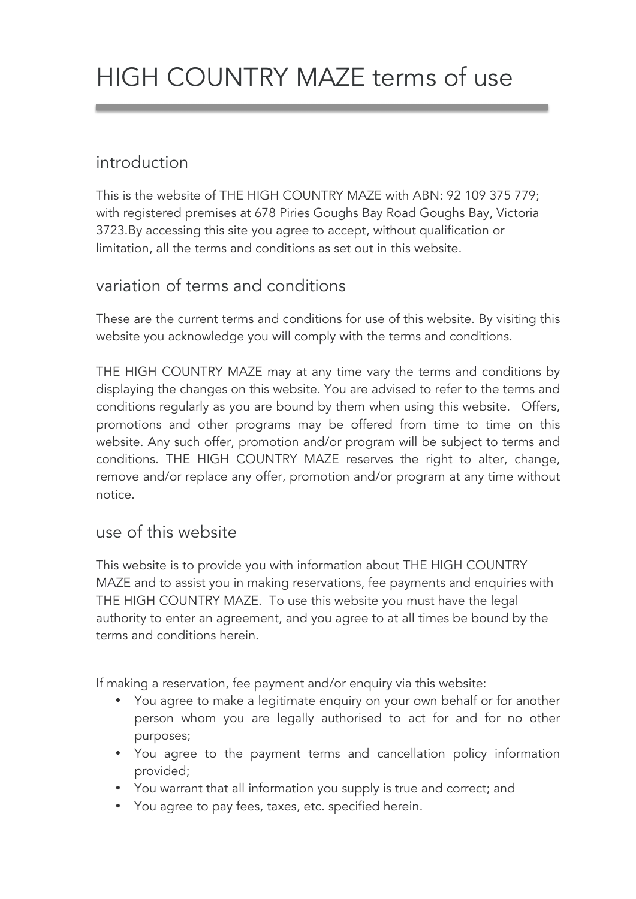# HIGH COUNTRY MAZE terms of use

## introduction

This is the website of THE HIGH COUNTRY MAZE with ABN: 92 109 375 779; with registered premises at 678 Piries Goughs Bay Road Goughs Bay, Victoria 3723.By accessing this site you agree to accept, without qualification or limitation, all the terms and conditions as set out in this website.

## variation of terms and conditions

These are the current terms and conditions for use of this website. By visiting this website you acknowledge you will comply with the terms and conditions.

THE HIGH COUNTRY MAZE may at any time vary the terms and conditions by displaying the changes on this website. You are advised to refer to the terms and conditions regularly as you are bound by them when using this website. Offers, promotions and other programs may be offered from time to time on this website. Any such offer, promotion and/or program will be subject to terms and conditions. THE HIGH COUNTRY MAZE reserves the right to alter, change, remove and/or replace any offer, promotion and/or program at any time without notice.

## use of this website

This website is to provide you with information about THE HIGH COUNTRY MAZE and to assist you in making reservations, fee payments and enquiries with THE HIGH COUNTRY MAZE. To use this website you must have the legal authority to enter an agreement, and you agree to at all times be bound by the terms and conditions herein.

If making a reservation, fee payment and/or enquiry via this website:

- You agree to make a legitimate enquiry on your own behalf or for another person whom you are legally authorised to act for and for no other purposes;
- You agree to the payment terms and cancellation policy information provided;
- You warrant that all information you supply is true and correct; and
- You agree to pay fees, taxes, etc. specified herein.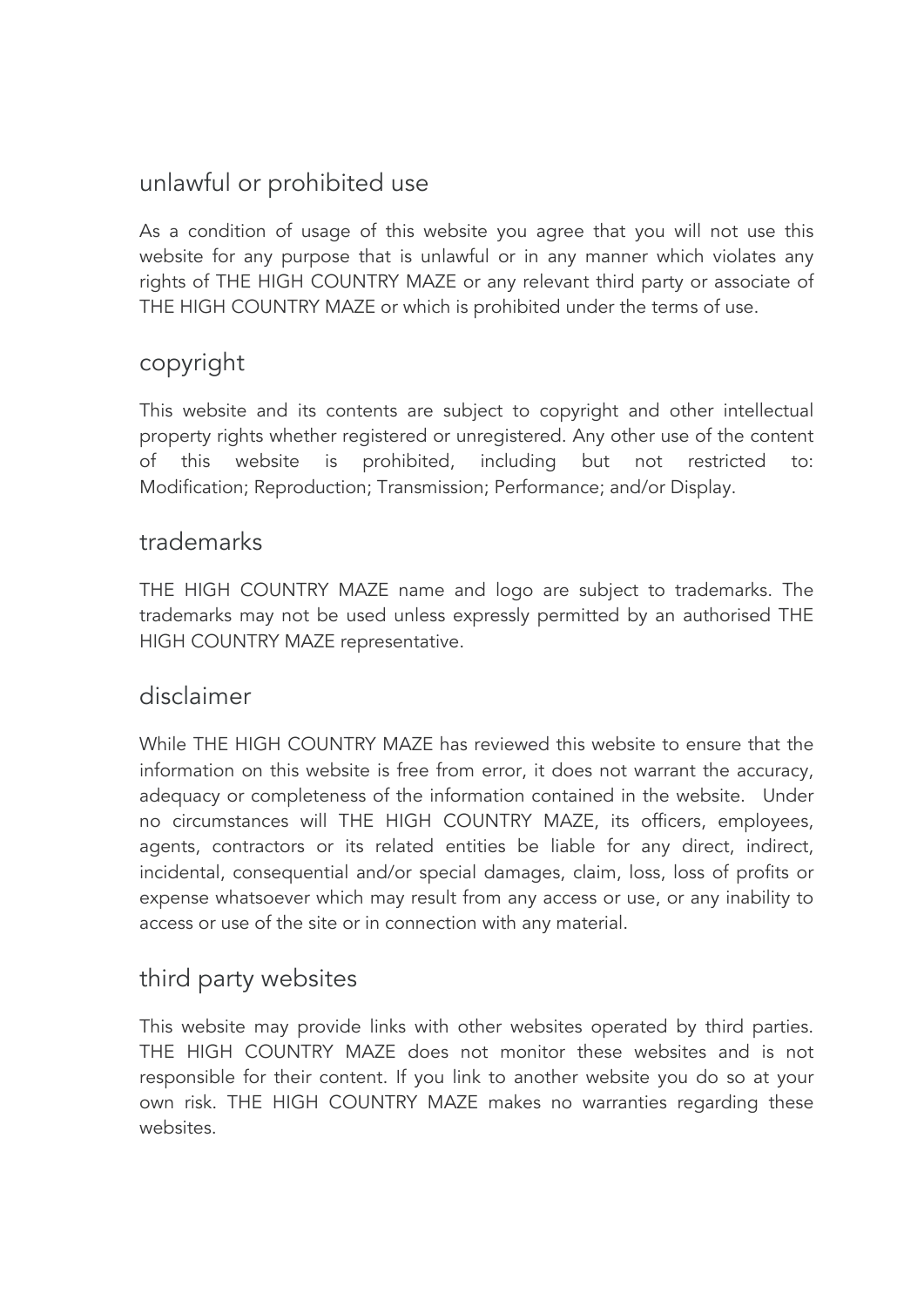## unlawful or prohibited use

As a condition of usage of this website you agree that you will not use this website for any purpose that is unlawful or in any manner which violates any rights of THE HIGH COUNTRY MAZE or any relevant third party or associate of THE HIGH COUNTRY MAZE or which is prohibited under the terms of use.

## copyright

This website and its contents are subject to copyright and other intellectual property rights whether registered or unregistered. Any other use of the content of this website is prohibited, including but not restricted to: Modification; Reproduction; Transmission; Performance; and/or Display.

## trademarks

THE HIGH COUNTRY MAZE name and logo are subject to trademarks. The trademarks may not be used unless expressly permitted by an authorised THE HIGH COUNTRY MAZE representative.

## disclaimer

While THE HIGH COUNTRY MAZE has reviewed this website to ensure that the information on this website is free from error, it does not warrant the accuracy, adequacy or completeness of the information contained in the website. Under no circumstances will THE HIGH COUNTRY MAZE, its officers, employees, agents, contractors or its related entities be liable for any direct, indirect, incidental, consequential and/or special damages, claim, loss, loss of profits or expense whatsoever which may result from any access or use, or any inability to access or use of the site or in connection with any material.

## third party websites

This website may provide links with other websites operated by third parties. THE HIGH COUNTRY MAZE does not monitor these websites and is not responsible for their content. If you link to another website you do so at your own risk. THE HIGH COUNTRY MAZE makes no warranties regarding these websites.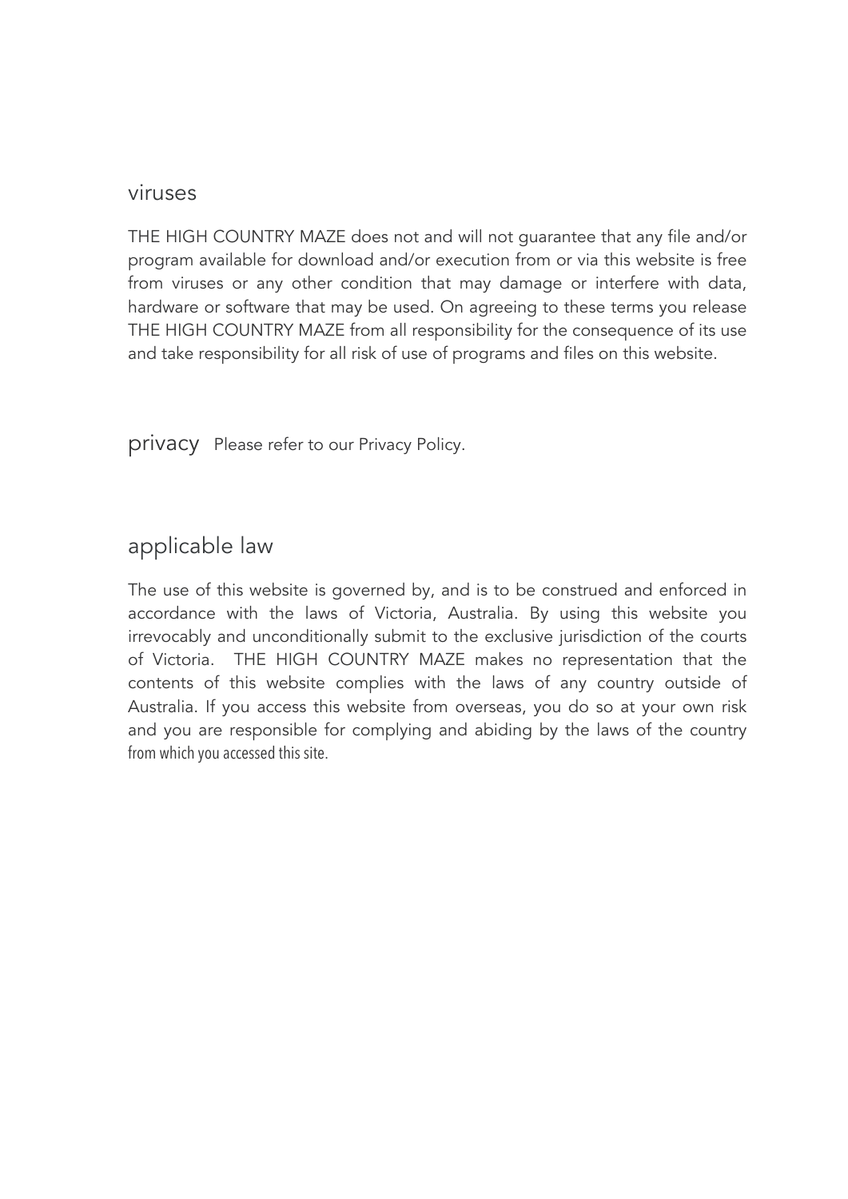## viruses

THE HIGH COUNTRY MAZE does not and will not guarantee that any file and/or program available for download and/or execution from or via this website is free from viruses or any other condition that may damage or interfere with data, hardware or software that may be used. On agreeing to these terms you release THE HIGH COUNTRY MAZE from all responsibility for the consequence of its use and take responsibility for all risk of use of programs and files on this website.

## privacy

Please refer to our Privacy Policy.

## applicable law

The use of this website is governed by, and is to be construed and enforced in accordance with the laws of Victoria, Australia. By using this website you irrevocably and unconditionally submit to the exclusive jurisdiction of the courts of Victoria. THE HIGH COUNTRY MAZE makes no representation that the contents of this website complies with the laws of any country outside of Australia. If you access this website from overseas, you do so at your own risk and you are responsible for complying and abiding by the laws of the country from which you accessed this site.